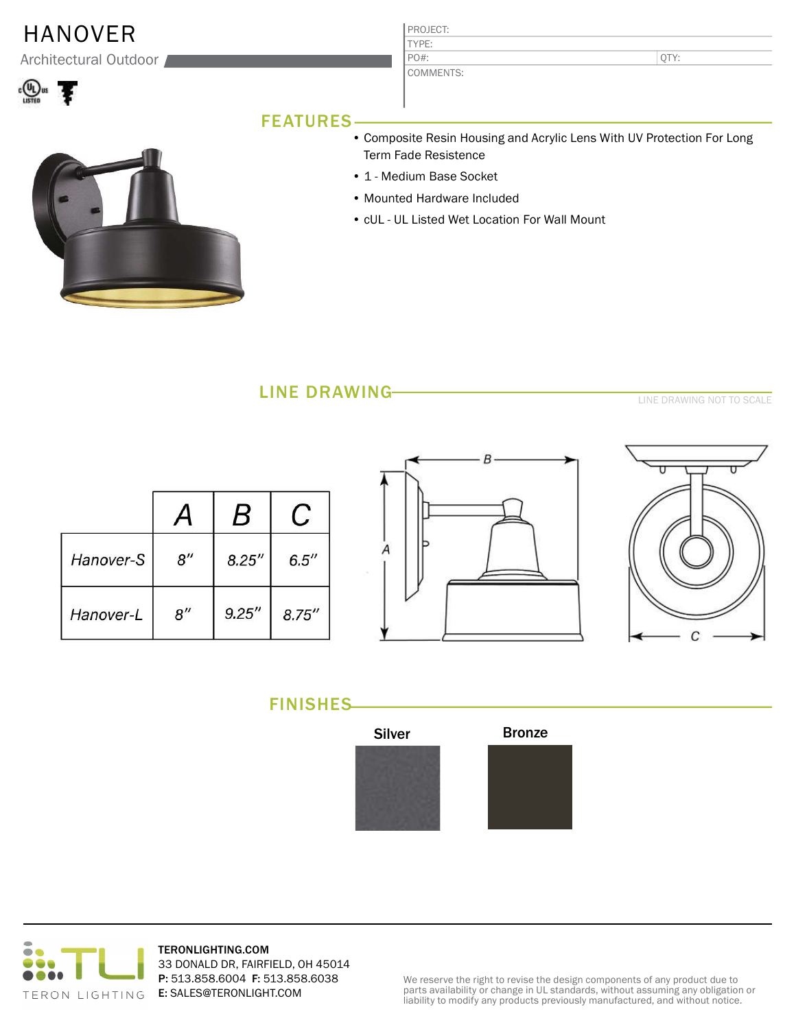# HANOVER

Architectural Outdoor

PROJECT:
TYPE:
PO#: QTY:
COMMENTS:

## FEATURES

- Composite Resin Housing and Acrylic Lens With UV Protection For Long Term Fade Resistence
- 1 - Medium Base Socket
- Mounted Hardware Included
- cUL - UL Listed Wet Location For Wall Mount

## LINE DRAWING

LINE DRAWING NOT TO SCALE

| | A | B | C |
|---|---|---|---|
| Hanover-S | 8″ | 8.25″ | 6.5″ |
| Hanover-L | 8″ | 9.25″ | 8.75″ |

## FINISHES

Silver

Bronze

TERONLIGHTING.COM
33 DONALD DR, FAIRFIELD, OH 45014
**P:** 513.858.6004 **F:** 513.858.6038
**E:** SALES@TERONLIGHT.COM

We reserve the right to revise the design components of any product due to parts availability or change in UL standards, without assuming any obligation or liability to modify any products previously manufactured, and without notice.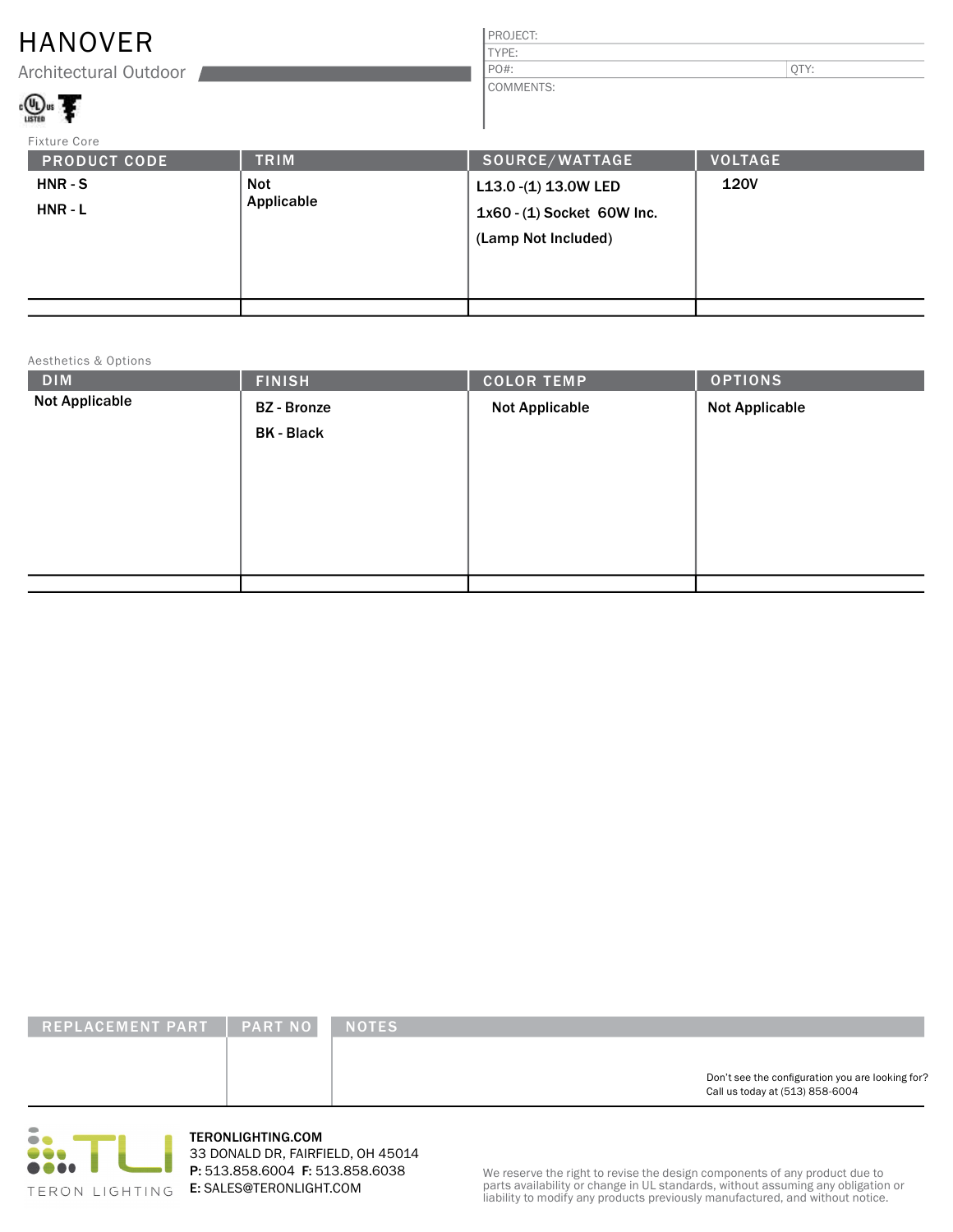# HANOVER

Architectual Outdoor

| PROJECT: | |
|---|---|
| TYPE: | |
| PO#: | QTY: |
| COMMENTS: | |

Fixture Core

| PRODUCT CODE | TRIM | SOURCE/WATTAGE | VOLTAGE |
|---|---|---|---|
| HNR - S<br>HNR - L | Not Applicable | L13.0 -(1) 13.0W LED<br>1x60 - (1) Socket 60W Inc.<br>(Lamp Not Included) | 120V |
| | | | |

Aesthetics & Options

| DIM | FINISH | COLOR TEMP | OPTIONS |
|---|---|---|---|
| Not Applicable | BZ - Bronze<br>BK - Black | Not Applicable | Not Applicable |
| | | | |

| REPLACEMENT PART | PART NO | NOTES |
|---|---|---|
| | | Don't see the configuration you are looking for? Call us today at (513) 858-6004 |

TERON LIGHTING

**TERONLIGHTING.COM**
33 DONALD DR, FAIRFIELD, OH 45014
**P:** 513.858.6004 **F:** 513.858.6038
**E:** SALES@TERONLIGHT.COM

We reserve the right to revise the design components of any product due to parts availability or change in UL standards, without assuming any obligation or liability to modify any products previously manufactured, and without notice.